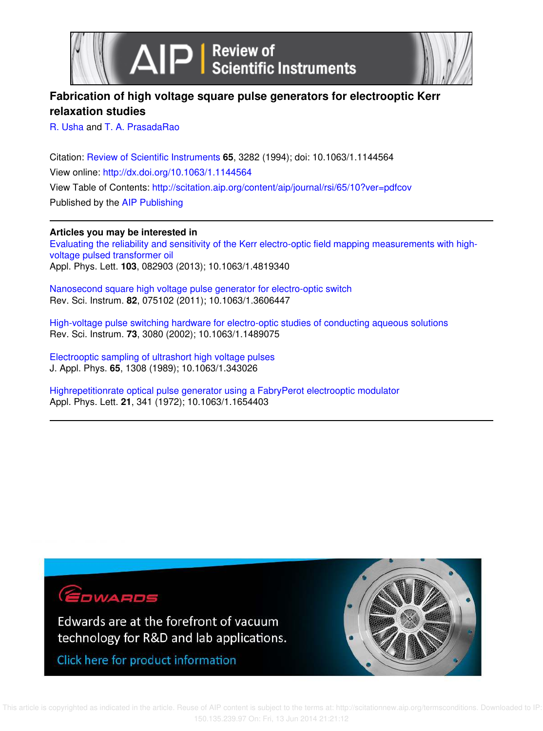# Fabrication of high voltage square pulse generators for electrooptic Kerr relaxation studies

R. Usha and T. A. PrasadaRao

Citation: Review of Scientific Instruments **65**, 3282 (1994); doi: 10.1063/1.1144564

View online: http://dx.doi.org/10.1063/1.1144564

View Table of Contents: http://scitation.aip.org/content/aip/journal/rsi/65/10?ver=pdfcov

Published by the AIP Publishing

## Articles you may be interested in

Evaluating the reliability and sensitivity of the Kerr electro-optic field mapping measurements with high-voltage pulsed transformer oil

Appl. Phys. Lett. **103**, 082903 (2013); 10.1063/1.4819340

Nanosecond square high voltage pulse generator for electro-optic switch

Rev. Sci. Instrum. **82**, 075102 (2011); 10.1063/1.3606447

High-voltage pulse switching hardware for electro-optic studies of conducting aqueous solutions

Rev. Sci. Instrum. **73**, 3080 (2002); 10.1063/1.1489075

Electrooptic sampling of ultrashort high voltage pulses

J. Appl. Phys. **65**, 1308 (1989); 10.1063/1.343026

Highrepetitionrate optical pulse generator using a FabryPerot electrooptic modulator

Appl. Phys. Lett. **21**, 341 (1972); 10.1063/1.1654403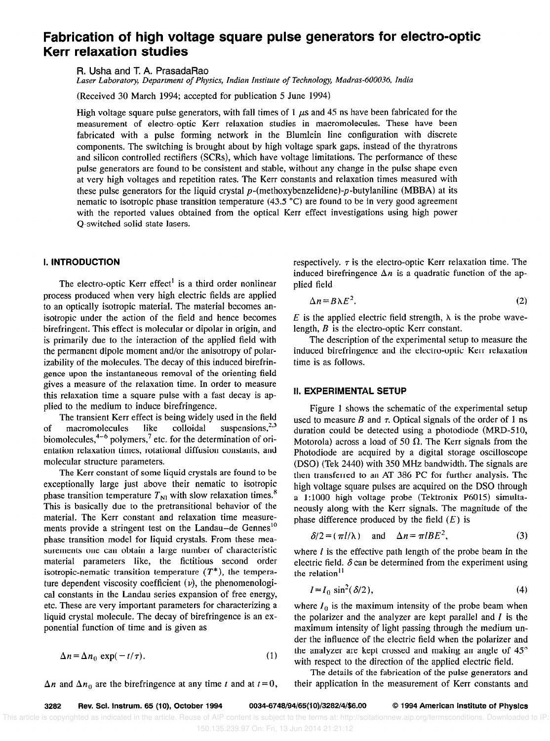# Fabrication of high voltage square pulse generators for electro-optic Kerr relaxation studies

R. Usha and T. A. PrasadaRao

*Laser Laboratory, Department of Physics, Indian Institute of Technology, Madras-600036, India*

(Received 30 March 1994; accepted for publication 5 June 1994)

High voltage square pulse generators, with fall times of 1 $\mu$s and 45 ns have been fabricated for the measurement of electro-optic Kerr relaxation studies in macromolecules. These have been fabricated with a pulse forming network in the Blumlein line configuration with discrete components. The switching is brought about by high voltage spark gaps, instead of the thyratrons and silicon controlled rectifiers (SCRs), which have voltage limitations. The performance of these pulse generators are found to be consistent and stable, without any change in the pulse shape even at very high voltages and repetition rates. The Kerr constants and relaxation times measured with these pulse generators for the liquid crystal *p*-(methoxybenzelidene)-*p*-butylaniline (MBBA) at its nematic to isotropic phase transition temperature (43.5 °C) are found to be in very good agreement with the reported values obtained from the optical Kerr effect investigations using high power Q-switched solid state lasers.

## I. INTRODUCTION

The electro-optic Kerr effect[1] is a third order nonlinear process produced when very high electric fields are applied to an optically isotropic material. The material becomes anisotropic under the action of the field and hence becomes birefringent. This effect is molecular or dipolar in origin, and is primarily due to the interaction of the applied field with the permanent dipole moment and/or the anisotropy of polarizability of the molecules. The decay of this induced birefringence upon the instantaneous removal of the orienting field gives a measure of the relaxation time. In order to measure this relaxation time a square pulse with a fast decay is applied to the medium to induce birefringence.

The transient Kerr effect is being widely used in the field of macromolecules like colloidal suspensions,[2,3] biomolecules,[4–6] polymers,[7] etc. for the determination of orientation relaxation times, rotational diffusion constants, and molecular structure parameters.

The Kerr constant of some liquid crystals are found to be exceptionally large just above their nematic to isotropic phase transition temperature $T_{NI}$ with slow relaxation times.[8] This is basically due to the pretransitional behavior of the material. The Kerr constant and relaxation time measurements provide a stringent test on the Landau–de Gennes[10] phase transition model for liquid crystals. From these measurements one can obtain a large number of characteristic material parameters like, the fictitious second order isotropic-nematic transition temperature ($T^*$), the temperature dependent viscosity coefficient ($\nu$), the phenomenological constants in the Landau series expansion of free energy, etc. These are very important parameters for characterizing a liquid crystal molecule. The decay of birefringence is an exponential function of time and is given as

$$\Delta n = \Delta n_0 \exp(-t/\tau). \tag{1}$$

$\Delta n$ and $\Delta n_0$ are the birefringence at any time $t$ and at $t=0$, respectively. $\tau$ is the electro-optic Kerr relaxation time. The induced birefringence $\Delta n$ is a quadratic function of the applied field

$$\Delta n = B\lambda E^2. \tag{2}$$

$E$ is the applied electric field strength, $\lambda$ is the probe wavelength, $B$ is the electro-optic Kerr constant.

The description of the experimental setup to measure the induced birefringence and the electro-optic Kerr relaxation time is as follows.

## II. EXPERIMENTAL SETUP

Figure 1 shows the schematic of the experimental setup used to measure $B$ and $\tau$. Optical signals of the order of 1 ns duration could be detected using a photodiode (MRD-510, Motorola) across a load of 50 Ω. The Kerr signals from the Photodiode are acquired by a digital storage oscilloscope (DSO) (Tek 2440) with 350 MHz bandwidth. The signals are then transferred to an AT 386 PC for further analysis. The high voltage square pulses are acquired on the DSO through a 1:1000 high voltage probe (Tektronix P6015) simultaneously along with the Kerr signals. The magnitude of the phase difference produced by the field ($E$) is

$$\delta/2 = (\pi l/\lambda) \quad \text{and} \quad \Delta n = \pi l B E^2, \tag{3}$$

where $l$ is the effective path length of the probe beam in the electric field. $\delta$ can be determined from the experiment using the relation[11]

$$I = I_0 \sin^2(\delta/2), \tag{4}$$

where $I_0$ is the maximum intensity of the probe beam when the polarizer and the analyzer are kept parallel and $I$ is the maximum intensity of light passing through the medium under the influence of the electric field when the polarizer and the analyzer are kept crossed and making an angle of 45° with respect to the direction of the applied electric field.

The details of the fabrication of the pulse generators and their application in the measurement of Kerr constants and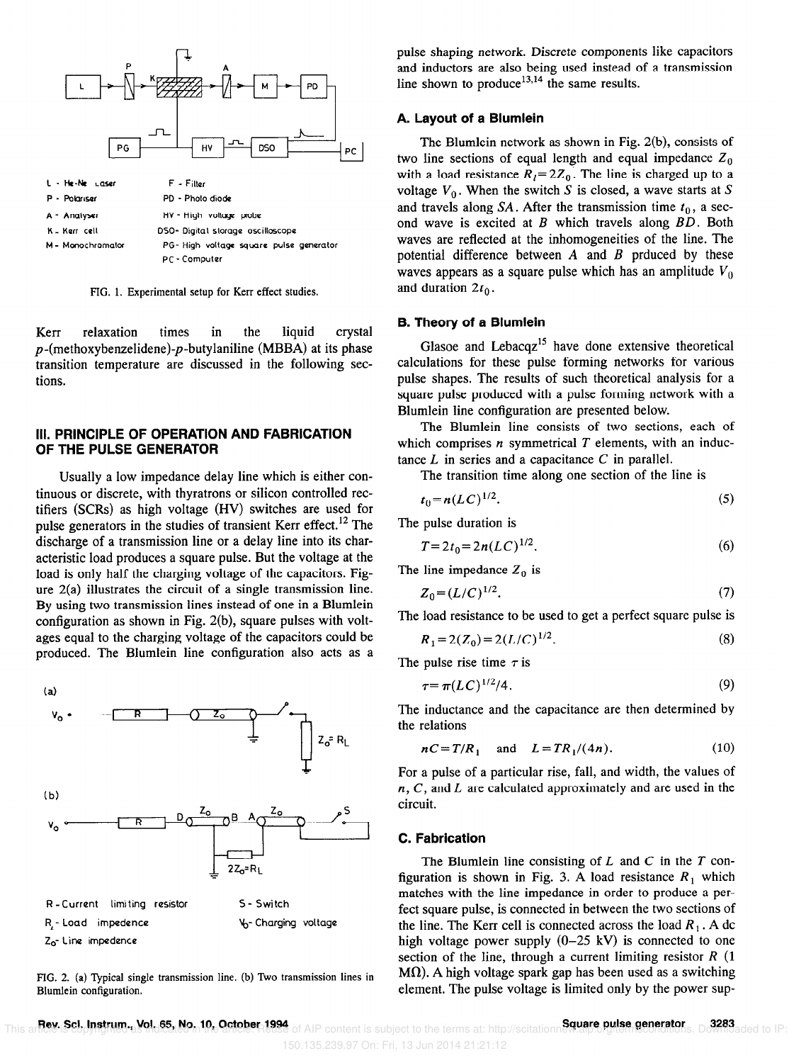FIG. 1. Experimental setup for Kerr effect studies.

Kerr relaxation times in the liquid crystal *p*-(methoxybenzelidene)-*p*-butylaniline (MBBA) at its phase transition temperature are discussed in the following sections.

## III. PRINCIPLE OF OPERATION AND FABRICATION OF THE PULSE GENERATOR

Usually a low impedance delay line which is either continuous or discrete, with thyratrons or silicon controlled rectifiers (SCRs) as high voltage (HV) switches are used for pulse generators in the studies of transient Kerr effect.[12] The discharge of a transmission line or a delay line into its characteristic load produces a square pulse. But the voltage at the load is only half the charging voltage of the capacitors. Figure 2(a) illustrates the circuit of a single transmission line. By using two transmission lines instead of one in a Blumlein configuration as shown in Fig. 2(b), square pulses with voltages equal to the charging voltage of the capacitors could be produced. The Blumlein line configuration also acts as a pulse shaping network. Discrete components like capacitors and inductors are also being used instead of a transmission line shown to produce[13,14] the same results.

FIG. 2. (a) Typical single transmission line. (b) Two transmission lines in Blumlein configuration.

### A. Layout of a Blumlein

The Blumlein network as shown in Fig. 2(b), consists of two line sections of equal length and equal impedance $Z_0$ with a load resistance $R_l = 2Z_0$. The line is charged up to a voltage $V_0$. When the switch $S$ is closed, a wave starts at $S$ and travels along $SA$. After the transmission time $t_0$, a second wave is excited at $B$ which travels along $BD$. Both waves are reflected at the inhomogeneities of the line. The potential difference between $A$ and $B$ prduced by these waves appears as a square pulse which has an amplitude $V_0$ and duration $2t_0$.

### B. Theory of a Blumlein

Glasoe and Lebacqz[15] have done extensive theoretical calculations for these pulse forming networks for various pulse shapes. The results of such theoretical analysis for a square pulse produced with a pulse forming network with a Blumlein line configuration are presented below.

The Blumlein line consists of two sections, each of which comprises $n$ symmetrical $T$ elements, with an inductance $L$ in series and a capacitance $C$ in parallel.

The transition time along one section of the line is

$$t_0 = n(LC)^{1/2}. \tag{5}$$

The pulse duration is

$$T = 2t_0 = 2n(LC)^{1/2}. \tag{6}$$

The line impedance $Z_0$ is

$$Z_0 = (L/C)^{1/2}. \tag{7}$$

The load resistance to be used to get a perfect square pulse is

$$R_1 = 2(Z_0) = 2(L/C)^{1/2}. \tag{8}$$

The pulse rise time $\tau$ is

$$\tau = \pi(LC)^{1/2}/4. \tag{9}$$

The inductance and the capacitance are then determined by the relations

$$nC = T/R_1 \quad \text{and} \quad L = TR_1/(4n). \tag{10}$$

For a pulse of a particular rise, fall, and width, the values of $n$, $C$, and $L$ are calculated approximately and are used in the circuit.

### C. Fabrication

The Blumlein line consisting of $L$ and $C$ in the $T$ configuration is shown in Fig. 3. A load resistance $R_1$ which matches with the line impedance in order to produce a perfect square pulse, is connected in between the two sections of the line. The Kerr cell is connected across the load $R_1$. A dc high voltage power supply (0–25 kV) is connected to one section of the line, through a current limiting resistor $R$ (1 MΩ). A high voltage spark gap has been used as a switching element. The pulse voltage is limited only by the power sup-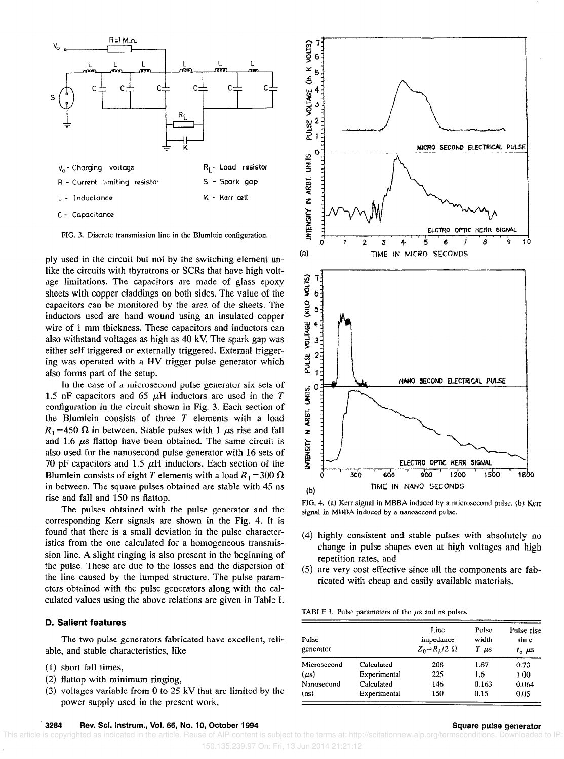FIG. 3. Discrete transmission line in the Blumlein configuration.

ply used in the circuit but not by the switching element unlike the circuits with thyratrons or SCRs that have high voltage limitations. The capacitors are made of glass epoxy sheets with copper claddings on both sides. The value of the capacitors can be monitored by the area of the sheets. The inductors used are hand wound using an insulated copper wire of 1 mm thickness. These capacitors and inductors can also withstand voltages as high as 40 kV. The spark gap was either self triggered or externally triggered. External triggering was operated with a HV trigger pulse generator which also forms part of the setup.

In the case of a microsecond pulse generator six sets of 1.5 nF capacitors and 65 $\mu$H inductors are used in the $T$ configuration in the circuit shown in Fig. 3. Each section of the Blumlein consists of three $T$ elements with a load $R_1=450\ \Omega$ in between. Stable pulses with 1 $\mu$s rise and fall and 1.6 $\mu$s flattop have been obtained. The same circuit is also used for the nanosecond pulse generator with 16 sets of 70 pF capacitors and 1.5 $\mu$H inductors. Each section of the Blumlein consists of eight $T$ elements with a load $R_1=300\ \Omega$ in between. The square pulses obtained are stable with 45 ns rise and fall and 150 ns flattop.

The pulses obtained with the pulse generator and the corresponding Kerr signals are shown in the Fig. 4. It is found that there is a small deviation in the pulse characteristics from the one calculated for a homogeneous transmission line. A slight ringing is also present in the beginning of the pulse. These are due to the losses and the dispersion of the line caused by the lumped structure. The pulse parameters obtained with the pulse generators along with the calculated values using the above relations are given in Table I.

### D. Salient features

The two pulse generators fabricated have excellent, reliable, and stable characteristics, like

(1) short fall times,
(2) flattop with minimum ringing,
(3) voltages variable from 0 to 25 kV that are limited by the power supply used in the present work,
(4) highly consistent and stable pulses with absolutely no change in pulse shapes even at high voltages and high repetition rates, and
(5) are very cost effective since all the components are fabricated with cheap and easily available materials.

FIG. 4. (a) Kerr signal in MBBA induced by a microsecond pulse. (b) Kerr signal in MBBA induced by a nanosecond pulse.

TABLE I. Pulse parameters of the $\mu$s and ns pulses.

| Pulse generator | | Line impedance $Z_0=R_L/2\ \Omega$ | Pulse width $T$ $\mu$s | Pulse rise time $t_a$ $\mu$s |
|---|---|---|---|---|
| Microsecond | Calculated | 208 | 1.87 | 0.73 |
| ($\mu$s) | Experimental | 225 | 1.6 | 1.00 |
| Nanosecond | Calculated | 146 | 0.163 | 0.064 |
| (ns) | Experimental | 150 | 0.15 | 0.05 |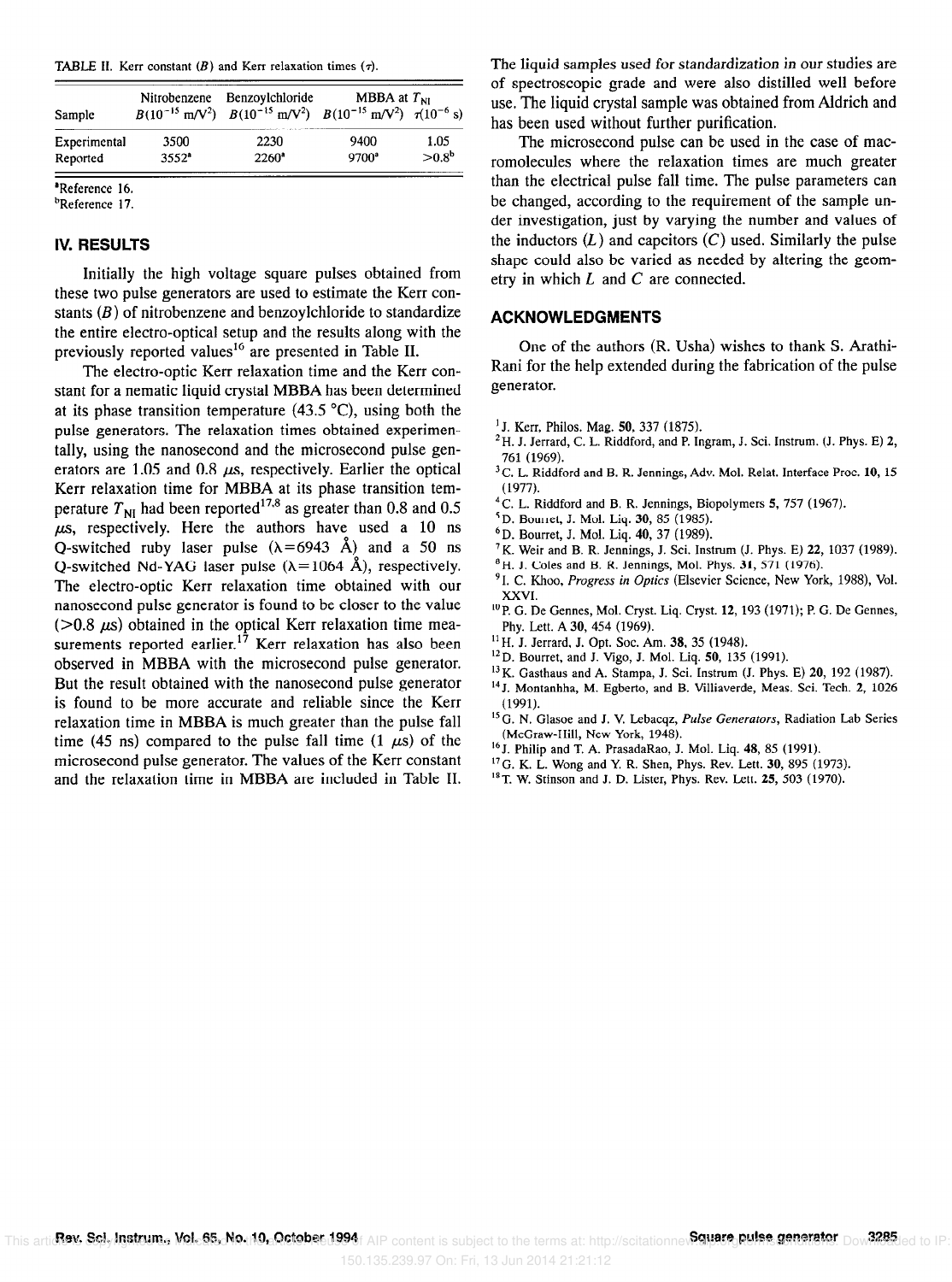TABLE II. Kerr constant ($B$) and Kerr relaxation times ($\tau$).

| Sample | Nitrobenzene $B(10^{-15}\ \mathrm{m/V^2})$ | Benzoylchloride $B(10^{-15}\ \mathrm{m/V^2})$ | MBBA at $T_{NI}$ $B(10^{-15}\ \mathrm{m/V^2})$ | MBBA at $T_{NI}$ $\tau(10^{-6}\ \mathrm{s})$ |
|---|---|---|---|---|
| Experimental | 3500 | 2230 | 9400 | 1.05 |
| Reported | 3552[a] | 2260[a] | 9700[a] | >0.8[b] |

[a]Reference 16.
[b]Reference 17.

## IV. RESULTS

Initially the high voltage square pulses obtained from these two pulse generators are used to estimate the Kerr constants ($B$) of nitrobenzene and benzoylchloride to standardize the entire electro-optical setup and the results along with the previously reported values[16] are presented in Table II.

The electro-optic Kerr relaxation time and the Kerr constant for a nematic liquid crystal MBBA has been determined at its phase transition temperature (43.5 °C), using both the pulse generators. The relaxation times obtained experimentally, using the nanosecond and the microsecond pulse generators are 1.05 and 0.8 $\mu$s, respectively. Earlier the optical Kerr relaxation time for MBBA at its phase transition temperature $T_{NI}$ had been reported[17,8] as greater than 0.8 and 0.5 $\mu$s, respectively. Here the authors have used a 10 ns Q-switched ruby laser pulse ($\lambda$=6943 Å) and a 50 ns Q-switched Nd-YAG laser pulse ($\lambda$=1064 Å), respectively. The electro-optic Kerr relaxation time obtained with our nanosecond pulse generator is found to be closer to the value (>0.8 $\mu$s) obtained in the optical Kerr relaxation time measurements reported earlier.[17] Kerr relaxation has also been observed in MBBA with the microsecond pulse generator. But the result obtained with the nanosecond pulse generator is found to be more accurate and reliable since the Kerr relaxation time in MBBA is much greater than the pulse fall time (45 ns) compared to the pulse fall time (1 $\mu$s) of the microsecond pulse generator. The values of the Kerr constant and the relaxation time in MBBA are included in Table II.

The liquid samples used for standardization in our studies are of spectroscopic grade and were also distilled well before use. The liquid crystal sample was obtained from Aldrich and has been used without further purification.

The microsecond pulse can be used in the case of macromolecules where the relaxation times are much greater than the electrical pulse fall time. The pulse parameters can be changed, according to the requirement of the sample under investigation, just by varying the number and values of the inductors ($L$) and capcitors ($C$) used. Similarly the pulse shape could also be varied as needed by altering the geometry in which $L$ and $C$ are connected.

## ACKNOWLEDGMENTS

One of the authors (R. Usha) wishes to thank S. Arathi-Rani for the help extended during the fabrication of the pulse generator.

[1] J. Kerr, Philos. Mag. **50**, 337 (1875).
[2] H. J. Jerrard, C. L. Riddford, and P. Ingram, J. Sci. Instrum. (J. Phys. E) **2**, 761 (1969).
[3] C. L. Riddford and B. R. Jennings, Adv. Mol. Relat. Interface Proc. **10**, 15 (1977).
[4] C. L. Riddford and B. R. Jennings, Biopolymers **5**, 757 (1967).
[5] D. Bourret, J. Mol. Liq. **30**, 85 (1985).
[6] D. Bourret, J. Mol. Liq. **40**, 37 (1989).
[7] K. Weir and B. R. Jennings, J. Sci. Instrum (J. Phys. E) **22**, 1037 (1989).
[8] H. J. Coles and B. R. Jennings, Mol. Phys. **31**, 571 (1976).
[9] I. C. Khoo, *Progress in Optics* (Elsevier Science, New York, 1988), Vol. XXVI.
[10] P. G. De Gennes, Mol. Cryst. Liq. Cryst. **12**, 193 (1971); P. G. De Gennes, Phy. Lett. A **30**, 454 (1969).
[11] H. J. Jerrard, J. Opt. Soc. Am. **38**, 35 (1948).
[12] D. Bourret, and J. Vigo, J. Mol. Liq. **50**, 135 (1991).
[13] K. Gasthaus and A. Stampa, J. Sci. Instrum (J. Phys. E) **20**, 192 (1987).
[14] J. Montanhha, M. Egberto, and B. Villiaverde, Meas. Sci. Tech. **2**, 1026 (1991).
[15] G. N. Glasoe and J. V. Lebacqz, *Pulse Generators*, Radiation Lab Series (McGraw-Hill, New York, 1948).
[16] J. Philip and T. A. PrasadaRao, J. Mol. Liq. **48**, 85 (1991).
[17] G. K. L. Wong and Y. R. Shen, Phys. Rev. Lett. **30**, 895 (1973).
[18] T. W. Stinson and J. D. Lister, Phys. Rev. Lett. **25**, 503 (1970).